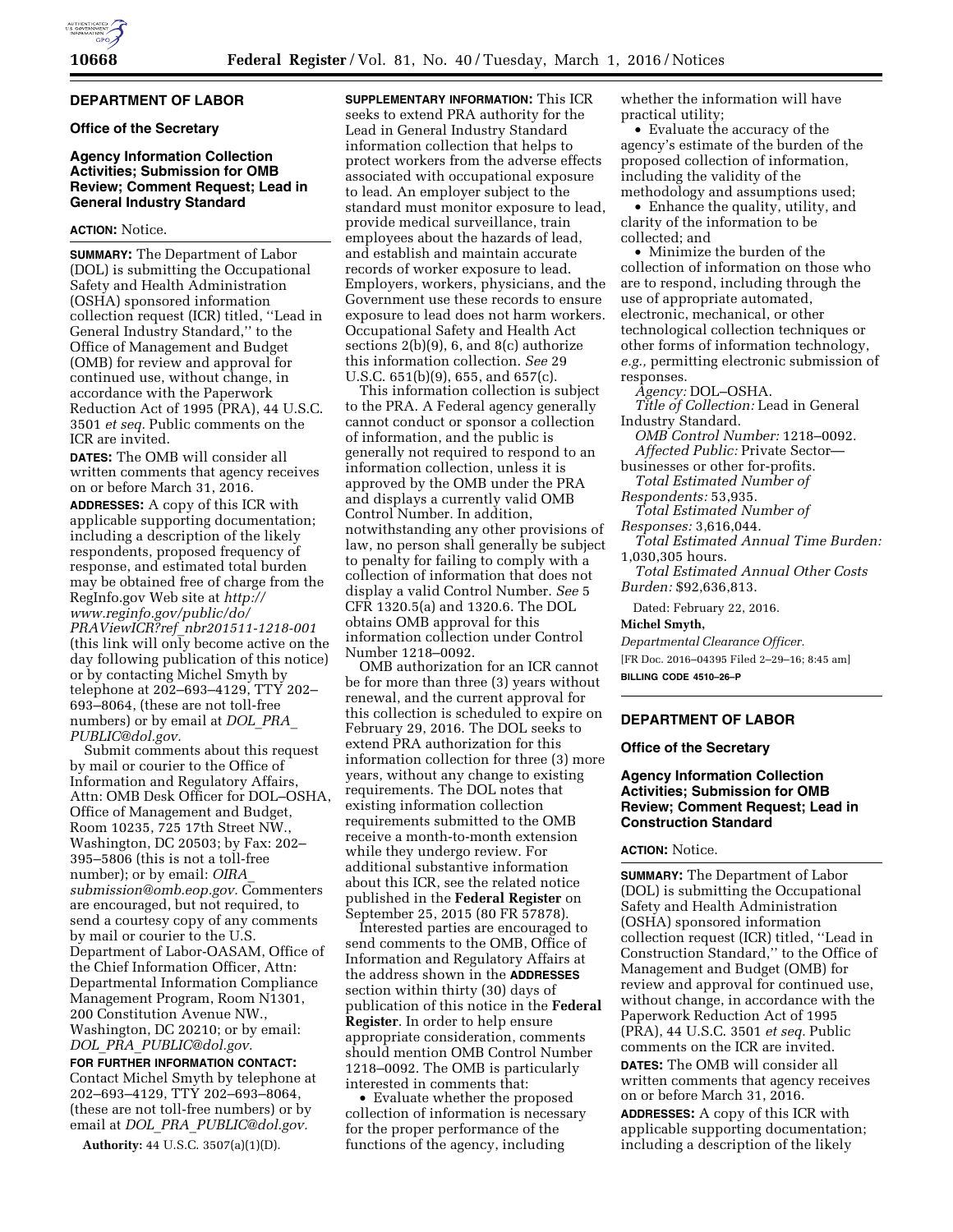## DEPARTMENT OF LABOR

### Office of the Secretary

### Agency Information Collection Activities; Submission for OMB Review; Comment Request; Lead in General Industry Standard

**ACTION:** Notice.

**SUMMARY:** The Department of Labor (DOL) is submitting the Occupational Safety and Health Administration (OSHA) sponsored information collection request (ICR) titled, ''Lead in General Industry Standard,'' to the Office of Management and Budget (OMB) for review and approval for continued use, without change, in accordance with the Paperwork Reduction Act of 1995 (PRA), 44 U.S.C. 3501 *et seq.* Public comments on the ICR are invited.

**DATES:** The OMB will consider all written comments that agency receives on or before March 31, 2016.

**ADDRESSES:** A copy of this ICR with applicable supporting documentation; including a description of the likely respondents, proposed frequency of response, and estimated total burden may be obtained free of charge from the RegInfo.gov Web site at *http://www.reginfo.gov/public/do/PRAViewICR?ref_nbr201511-1218-001* (this link will only become active on the day following publication of this notice) or by contacting Michel Smyth by telephone at 202–693–4129, TTY 202–693–8064, (these are not toll-free numbers) or by email at *DOL_PRA_PUBLIC@dol.gov.*

Submit comments about this request by mail or courier to the Office of Information and Regulatory Affairs, Attn: OMB Desk Officer for DOL–OSHA, Office of Management and Budget, Room 10235, 725 17th Street NW., Washington, DC 20503; by Fax: 202–395–5806 (this is not a toll-free number); or by email: *OIRA_submission@omb.eop.gov.* Commenters are encouraged, but not required, to send a courtesy copy of any comments by mail or courier to the U.S. Department of Labor-OASAM, Office of the Chief Information Officer, Attn: Departmental Information Compliance Management Program, Room N1301, 200 Constitution Avenue NW., Washington, DC 20210; or by email: *DOL_PRA_PUBLIC@dol.gov.*

**FOR FURTHER INFORMATION CONTACT:** Contact Michel Smyth by telephone at 202–693–4129, TTY 202–693–8064, (these are not toll-free numbers) or by email at *DOL_PRA_PUBLIC@dol.gov.*

**Authority:** 44 U.S.C. 3507(a)(1)(D).

**SUPPLEMENTARY INFORMATION:** This ICR seeks to extend PRA authority for the Lead in General Industry Standard information collection that helps to protect workers from the adverse effects associated with occupational exposure to lead. An employer subject to the standard must monitor exposure to lead, provide medical surveillance, train employees about the hazards of lead, and establish and maintain accurate records of worker exposure to lead. Employers, workers, physicians, and the Government use these records to ensure exposure to lead does not harm workers. Occupational Safety and Health Act sections 2(b)(9), 6, and 8(c) authorize this information collection. *See* 29 U.S.C. 651(b)(9), 655, and 657(c).

This information collection is subject to the PRA. A Federal agency generally cannot conduct or sponsor a collection of information, and the public is generally not required to respond to an information collection, unless it is approved by the OMB under the PRA and displays a currently valid OMB Control Number. In addition, notwithstanding any other provisions of law, no person shall generally be subject to penalty for failing to comply with a collection of information that does not display a valid Control Number. *See* 5 CFR 1320.5(a) and 1320.6. The DOL obtains OMB approval for this information collection under Control Number 1218–0092.

OMB authorization for an ICR cannot be for more than three (3) years without renewal, and the current approval for this collection is scheduled to expire on February 29, 2016. The DOL seeks to extend PRA authorization for this information collection for three (3) more years, without any change to existing requirements. The DOL notes that existing information collection requirements submitted to the OMB receive a month-to-month extension while they undergo review. For additional substantive information about this ICR, see the related notice published in the **Federal Register** on September 25, 2015 (80 FR 57878).

Interested parties are encouraged to send comments to the OMB, Office of Information and Regulatory Affairs at the address shown in the **ADDRESSES** section within thirty (30) days of publication of this notice in the **Federal Register**. In order to help ensure appropriate consideration, comments should mention OMB Control Number 1218–0092. The OMB is particularly interested in comments that:

- Evaluate whether the proposed collection of information is necessary for the proper performance of the functions of the agency, including whether the information will have practical utility;
- Evaluate the accuracy of the agency's estimate of the burden of the proposed collection of information, including the validity of the methodology and assumptions used;
- Enhance the quality, utility, and clarity of the information to be collected; and
- Minimize the burden of the collection of information on those who are to respond, including through the use of appropriate automated, electronic, mechanical, or other technological collection techniques or other forms of information technology, *e.g.,* permitting electronic submission of responses.

*Agency:* DOL–OSHA.

*Title of Collection:* Lead in General Industry Standard.

*OMB Control Number:* 1218–0092.

*Affected Public:* Private Sector—businesses or other for-profits.

*Total Estimated Number of Respondents:* 53,935.

*Total Estimated Number of Responses:* 3,616,044.

*Total Estimated Annual Time Burden:* 1,030,305 hours.

*Total Estimated Annual Other Costs Burden:* $92,636,813.

Dated: February 22, 2016.

**Michel Smyth,**

*Departmental Clearance Officer.*

[FR Doc. 2016–04395 Filed 2–29–16; 8:45 am]

**BILLING CODE 4510–26–P**

## DEPARTMENT OF LABOR

### Office of the Secretary

### Agency Information Collection Activities; Submission for OMB Review; Comment Request; Lead in Construction Standard

**ACTION:** Notice.

**SUMMARY:** The Department of Labor (DOL) is submitting the Occupational Safety and Health Administration (OSHA) sponsored information collection request (ICR) titled, ''Lead in Construction Standard,'' to the Office of Management and Budget (OMB) for review and approval for continued use, without change, in accordance with the Paperwork Reduction Act of 1995 (PRA), 44 U.S.C. 3501 *et seq.* Public comments on the ICR are invited.

**DATES:** The OMB will consider all written comments that agency receives on or before March 31, 2016.

**ADDRESSES:** A copy of this ICR with applicable supporting documentation; including a description of the likely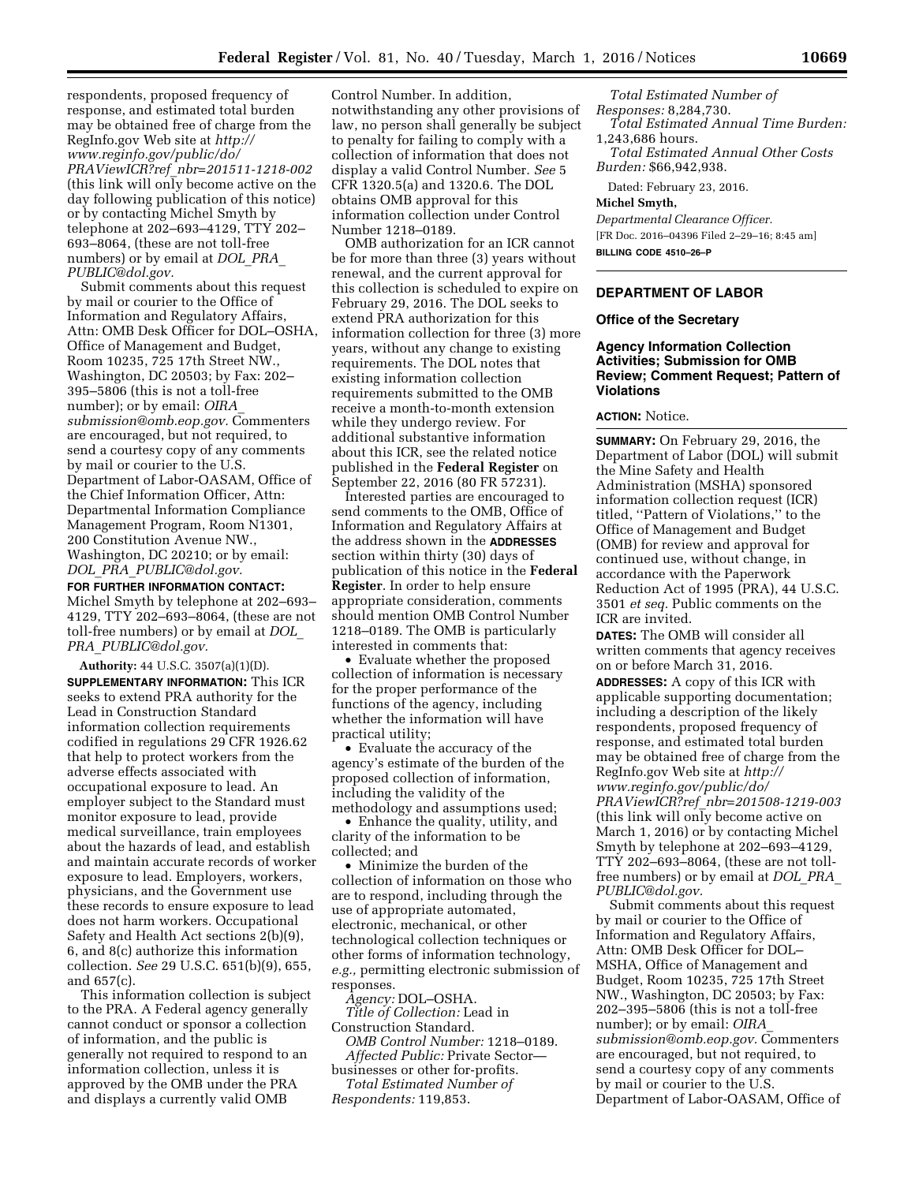respondents, proposed frequency of response, and estimated total burden may be obtained free of charge from the RegInfo.gov Web site at *http://www.reginfo.gov/public/do/PRAViewICR?ref_nbr=201511-1218-002* (this link will only become active on the day following publication of this notice) or by contacting Michel Smyth by telephone at 202–693–4129, TTY 202–693–8064, (these are not toll-free numbers) or by email at *DOL_PRA_PUBLIC@dol.gov.*

Submit comments about this request by mail or courier to the Office of Information and Regulatory Affairs, Attn: OMB Desk Officer for DOL–OSHA, Office of Management and Budget, Room 10235, 725 17th Street NW., Washington, DC 20503; by Fax: 202–395–5806 (this is not a toll-free number); or by email: *OIRA_submission@omb.eop.gov.* Commenters are encouraged, but not required, to send a courtesy copy of any comments by mail or courier to the U.S. Department of Labor-OASAM, Office of the Chief Information Officer, Attn: Departmental Information Compliance Management Program, Room N1301, 200 Constitution Avenue NW., Washington, DC 20210; or by email: *DOL_PRA_PUBLIC@dol.gov.*

**FOR FURTHER INFORMATION CONTACT:** Michel Smyth by telephone at 202–693–4129, TTY 202–693–8064, (these are not toll-free numbers) or by email at *DOL_PRA_PUBLIC@dol.gov.*

**Authority:** 44 U.S.C. 3507(a)(1)(D).

**SUPPLEMENTARY INFORMATION:** This ICR seeks to extend PRA authority for the Lead in Construction Standard information collection requirements codified in regulations 29 CFR 1926.62 that help to protect workers from the adverse effects associated with occupational exposure to lead. An employer subject to the Standard must monitor exposure to lead, provide medical surveillance, train employees about the hazards of lead, and establish and maintain accurate records of worker exposure to lead. Employers, workers, physicians, and the Government use these records to ensure exposure to lead does not harm workers. Occupational Safety and Health Act sections 2(b)(9), 6, and 8(c) authorize this information collection. *See* 29 U.S.C. 651(b)(9), 655, and 657(c).

This information collection is subject to the PRA. A Federal agency generally cannot conduct or sponsor a collection of information, and the public is generally not required to respond to an information collection, unless it is approved by the OMB under the PRA and displays a currently valid OMB Control Number. In addition, notwithstanding any other provisions of law, no person shall generally be subject to penalty for failing to comply with a collection of information that does not display a valid Control Number. *See* 5 CFR 1320.5(a) and 1320.6. The DOL obtains OMB approval for this information collection under Control Number 1218–0189.

OMB authorization for an ICR cannot be for more than three (3) years without renewal, and the current approval for this collection is scheduled to expire on February 29, 2016. The DOL seeks to extend PRA authorization for this information collection for three (3) more years, without any change to existing requirements. The DOL notes that existing information collection requirements submitted to the OMB receive a month-to-month extension while they undergo review. For additional substantive information about this ICR, see the related notice published in the **Federal Register** on September 22, 2016 (80 FR 57231).

Interested parties are encouraged to send comments to the OMB, Office of Information and Regulatory Affairs at the address shown in the **ADDRESSES** section within thirty (30) days of publication of this notice in the **Federal Register**. In order to help ensure appropriate consideration, comments should mention OMB Control Number 1218–0189. The OMB is particularly interested in comments that:

- Evaluate whether the proposed collection of information is necessary for the proper performance of the functions of the agency, including whether the information will have practical utility;
- Evaluate the accuracy of the agency's estimate of the burden of the proposed collection of information, including the validity of the methodology and assumptions used;
- Enhance the quality, utility, and clarity of the information to be collected; and
- Minimize the burden of the collection of information on those who are to respond, including through the use of appropriate automated, electronic, mechanical, or other technological collection techniques or other forms of information technology, *e.g.,* permitting electronic submission of responses.

*Agency:* DOL–OSHA.

*Title of Collection:* Lead in Construction Standard.

*OMB Control Number:* 1218–0189.

*Affected Public:* Private Sector—businesses or other for-profits.

*Total Estimated Number of Respondents:* 119,853.

*Total Estimated Number of Responses:* 8,284,730.

*Total Estimated Annual Time Burden:* 1,243,686 hours.

*Total Estimated Annual Other Costs Burden:* $66,942,938.

Dated: February 23, 2016.

**Michel Smyth,**

*Departmental Clearance Officer.*

[FR Doc. 2016–04396 Filed 2–29–16; 8:45 am]

**BILLING CODE 4510–26–P**

## DEPARTMENT OF LABOR

### Office of the Secretary

### Agency Information Collection Activities; Submission for OMB Review; Comment Request; Pattern of Violations

**ACTION:** Notice.

**SUMMARY:** On February 29, 2016, the Department of Labor (DOL) will submit the Mine Safety and Health Administration (MSHA) sponsored information collection request (ICR) titled, ''Pattern of Violations,'' to the Office of Management and Budget (OMB) for review and approval for continued use, without change, in accordance with the Paperwork Reduction Act of 1995 (PRA), 44 U.S.C. 3501 *et seq.* Public comments on the ICR are invited.

**DATES:** The OMB will consider all written comments that agency receives on or before March 31, 2016.

**ADDRESSES:** A copy of this ICR with applicable supporting documentation; including a description of the likely respondents, proposed frequency of response, and estimated total burden may be obtained free of charge from the RegInfo.gov Web site at *http://www.reginfo.gov/public/do/PRAViewICR?ref_nbr=201508-1219-003* (this link will only become active on March 1, 2016) or by contacting Michel Smyth by telephone at 202–693–4129, TTY 202–693–8064, (these are not toll-free numbers) or by email at *DOL_PRA_PUBLIC@dol.gov.*

Submit comments about this request by mail or courier to the Office of Information and Regulatory Affairs, Attn: OMB Desk Officer for DOL–MSHA, Office of Management and Budget, Room 10235, 725 17th Street NW., Washington, DC 20503; by Fax: 202–395–5806 (this is not a toll-free number); or by email: *OIRA_submission@omb.eop.gov.* Commenters are encouraged, but not required, to send a courtesy copy of any comments by mail or courier to the U.S. Department of Labor-OASAM, Office of